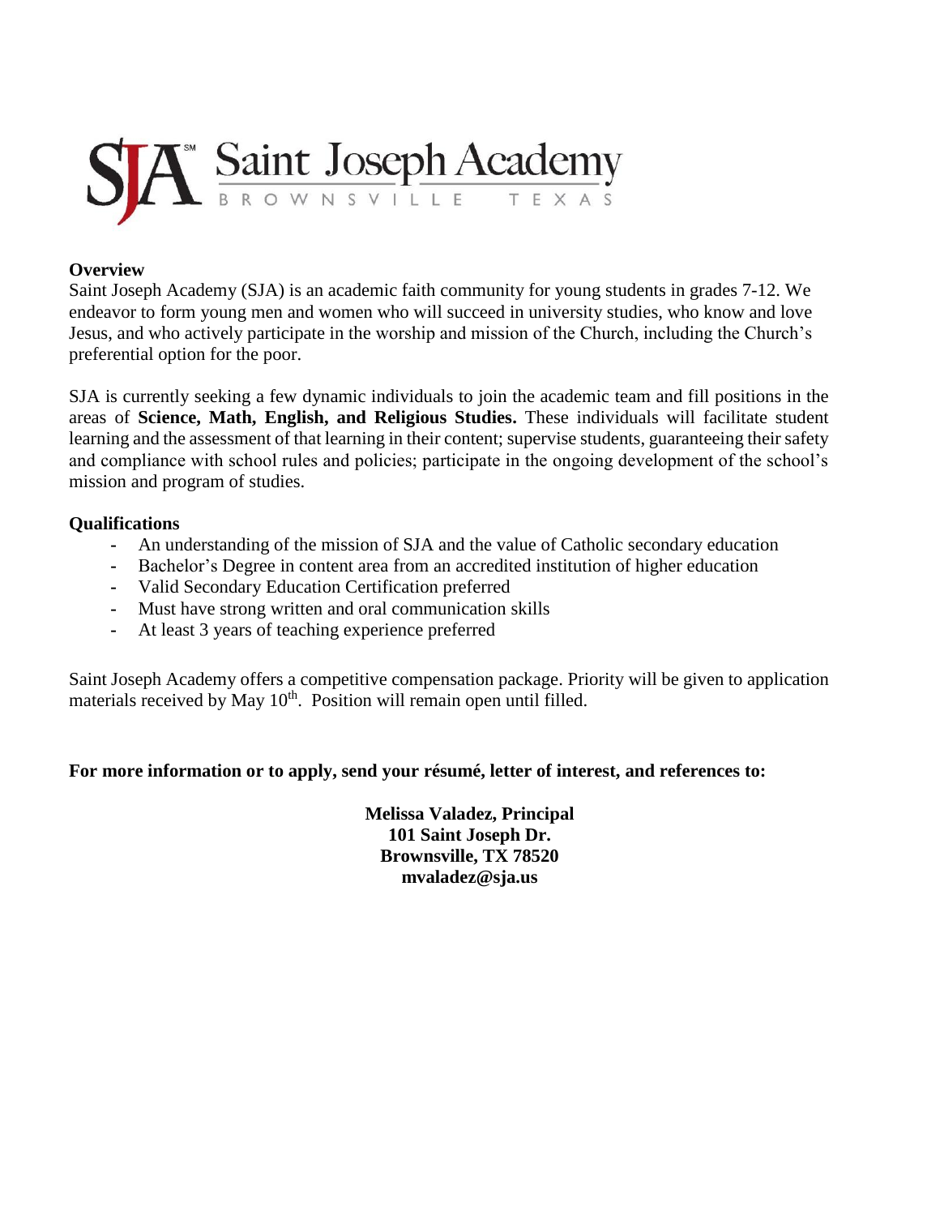SJA Saint Joseph Academy
BROWNSVILLE TEXAS

**Overview**

Saint Joseph Academy (SJA) is an academic faith community for young students in grades 7-12. We endeavor to form young men and women who will succeed in university studies, who know and love Jesus, and who actively participate in the worship and mission of the Church, including the Church's preferential option for the poor.

SJA is currently seeking a few dynamic individuals to join the academic team and fill positions in the areas of **Science, Math, English, and Religious Studies.** These individuals will facilitate student learning and the assessment of that learning in their content; supervise students, guaranteeing their safety and compliance with school rules and policies; participate in the ongoing development of the school's mission and program of studies.

**Qualifications**

- An understanding of the mission of SJA and the value of Catholic secondary education
- Bachelor's Degree in content area from an accredited institution of higher education
- Valid Secondary Education Certification preferred
- Must have strong written and oral communication skills
- At least 3 years of teaching experience preferred

Saint Joseph Academy offers a competitive compensation package. Priority will be given to application materials received by May 10th. Position will remain open until filled.

**For more information or to apply, send your résumé, letter of interest, and references to:**

**Melissa Valadez, Principal**
**101 Saint Joseph Dr.**
**Brownsville, TX 78520**
**mvaladez@sja.us**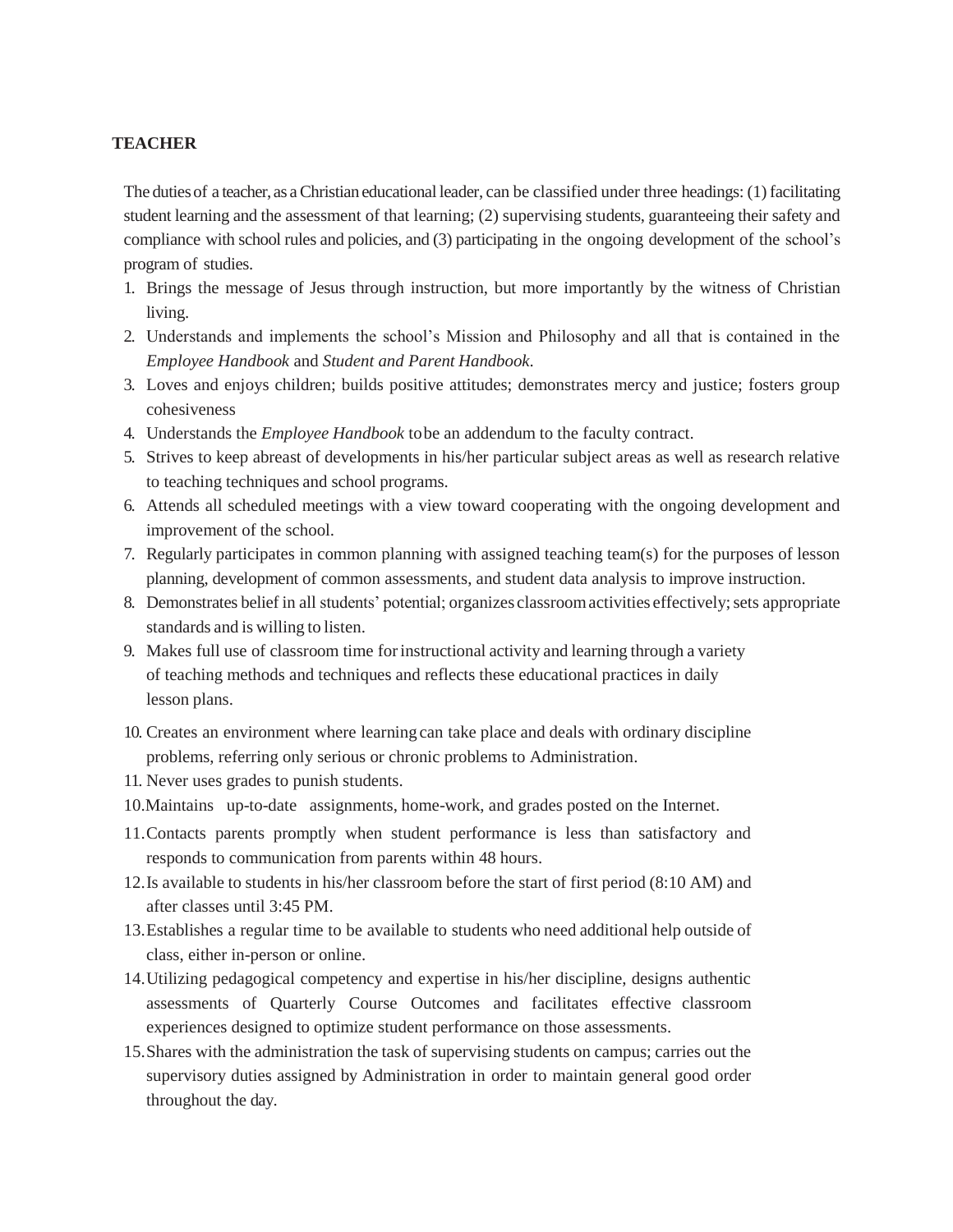**TEACHER**

The duties of a teacher, as a Christian educational leader, can be classified under three headings: (1) facilitating student learning and the assessment of that learning; (2) supervising students, guaranteeing their safety and compliance with school rules and policies, and (3) participating in the ongoing development of the school's program of studies.

1. Brings the message of Jesus through instruction, but more importantly by the witness of Christian living.
2. Understands and implements the school's Mission and Philosophy and all that is contained in the *Employee Handbook* and *Student and Parent Handbook*.
3. Loves and enjoys children; builds positive attitudes; demonstrates mercy and justice; fosters group cohesiveness
4. Understands the *Employee Handbook* to be an addendum to the faculty contract.
5. Strives to keep abreast of developments in his/her particular subject areas as well as research relative to teaching techniques and school programs.
6. Attends all scheduled meetings with a view toward cooperating with the ongoing development and improvement of the school.
7. Regularly participates in common planning with assigned teaching team(s) for the purposes of lesson planning, development of common assessments, and student data analysis to improve instruction.
8. Demonstrates belief in all students' potential; organizes classroom activities effectively; sets appropriate standards and is willing to listen.
9. Makes full use of classroom time for instructional activity and learning through a variety of teaching methods and techniques and reflects these educational practices in daily lesson plans.
10. Creates an environment where learning can take place and deals with ordinary discipline problems, referring only serious or chronic problems to Administration.
11. Never uses grades to punish students.
10. Maintains up-to-date assignments, home-work, and grades posted on the Internet.
11. Contacts parents promptly when student performance is less than satisfactory and responds to communication from parents within 48 hours.
12. Is available to students in his/her classroom before the start of first period (8:10 AM) and after classes until 3:45 PM.
13. Establishes a regular time to be available to students who need additional help outside of class, either in-person or online.
14. Utilizing pedagogical competency and expertise in his/her discipline, designs authentic assessments of Quarterly Course Outcomes and facilitates effective classroom experiences designed to optimize student performance on those assessments.
15. Shares with the administration the task of supervising students on campus; carries out the supervisory duties assigned by Administration in order to maintain general good order throughout the day.